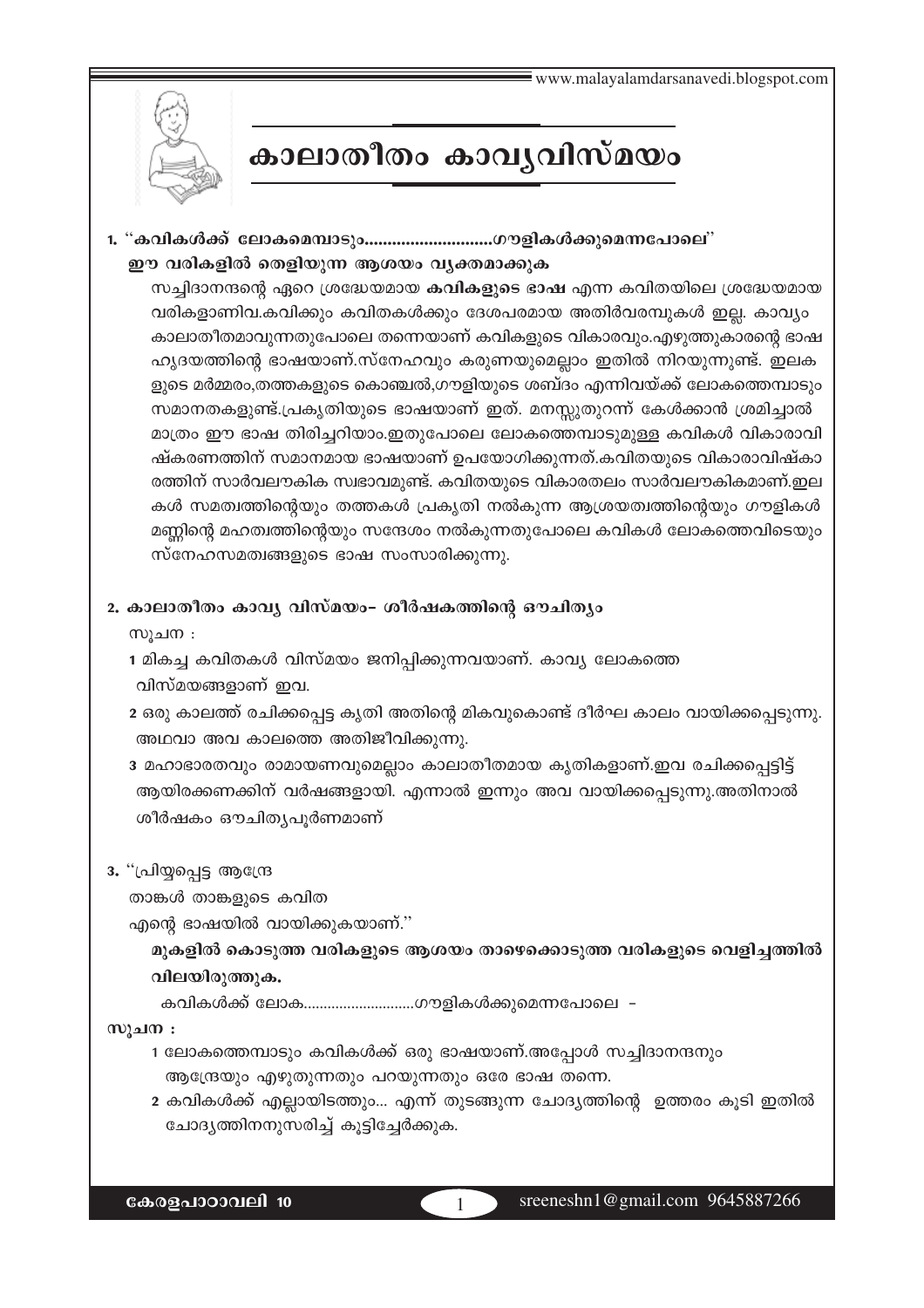# കാലാതീതം കാവ്യവിസ്മയം

**1. "കവികൾക്ക് ലോകമെമ്പാടും.............................ഗൗളികൾക്കുമെന്നപോലെ"**
**ഈ വരികളിൽ തെളിയുന്ന ആശയം വ്യക്തമാക്കുക**

സച്ചിദാനന്ദന്റെ ഏറെ ശ്രദ്ധേയമായ **കവികളുടെ ഭാഷ** എന്ന കവിതയിലെ ശ്രദ്ധേയമായ വരികളാണിവ.കവിക്കും കവിതകൾക്കും ദേശപരമായ അതിർവരമ്പുകൾ ഇല്ല. കാവ്യം കാലാതീതമാവുന്നതുപോലെ തന്നെയാണ് കവികളുടെ വികാരവും.എഴുത്തുകാരന്റെ ഭാഷ ഹൃദയത്തിന്റെ ഭാഷയാണ്.സ്നേഹവും കരുണയുമെല്ലാം ഇതിൽ നിറയുന്നുണ്ട്. ഇലകളുടെ മർമ്മരം,തത്തകളുടെ കൊഞ്ചൽ,ഗൗളിയുടെ ശബ്ദം എന്നിവയ്ക്ക് ലോകത്തെമ്പാടും സമാനതകളുണ്ട്.പ്രകൃതിയുടെ ഭാഷയാണ് ഇത്. മനസ്സുതുറന്ന് കേൾക്കാൻ ശ്രമിച്ചാൽ മാത്രം ഈ ഭാഷ തിരിച്ചറിയാം.ഇതുപോലെ ലോകത്തെമ്പാടുമുള്ള കവികൾ വികാരാവിഷ്കരണത്തിന് സമാനമായ ഭാഷയാണ് ഉപയോഗിക്കുന്നത്.കവിതയുടെ വികാരാവിഷ്കാരത്തിന് സാർവലൗകിക സ്വഭാവമുണ്ട്. കവിതയുടെ വികാരതലം സാർവലൗകികമാണ്.ഇലകൾ സമത്വത്തിന്റെയും തത്തകൾ പ്രകൃതി നൽകുന്ന ആശ്രയത്വത്തിന്റെയും ഗൗളികൾ മണ്ണിന്റെ മഹത്വത്തിന്റെയും സന്ദേശം നൽകുന്നതുപോലെ കവികൾ ലോകത്തെവിടെയും സ്നേഹസമത്വങ്ങളുടെ ഭാഷ സംസാരിക്കുന്നു.

**2. കാലാതീതം കാവ്യ വിസ്മയം– ശീർഷകത്തിന്റെ ഔചിത്യം**

സൂചന :

1 മികച്ച കവിതകൾ വിസ്മയം ജനിപ്പിക്കുന്നവയാണ്. കാവ്യ ലോകത്തെ വിസ്മയങ്ങളാണ് ഇവ.

2 ഒരു കാലത്ത് രചിക്കപ്പെട്ട കൃതി അതിന്റെ മികവുകൊണ്ട് ദീർഘ കാലം വായിക്കപ്പെടുന്നു. അഥവാ അവ കാലത്തെ അതിജീവിക്കുന്നു.

3 മഹാഭാരതവും രാമായണവുമെല്ലാം കാലാതീതമായ കൃതികളാണ്.ഇവ രചിക്കപ്പെട്ടിട്ട് ആയിരക്കണക്കിന് വർഷങ്ങളായി. എന്നാൽ ഇന്നും അവ വായിക്കപ്പെടുന്നു.അതിനാൽ ശീർഷകം ഔചിത്യപൂർണമാണ്

3. "പ്രിയ്യപ്പെട്ട ആന്ദ്രേ
താങ്കൾ താങ്കളുടെ കവിത
എന്റെ ഭാഷയിൽ വായിക്കുകയാണ്."

**മുകളിൽ കൊടുത്ത വരികളുടെ ആശയം താഴെക്കൊടുത്ത വരികളുടെ വെളിച്ചത്തിൽ വിലയിരുത്തുക.**

കവികൾക്ക് ലോക............................ഗൗളികൾക്കുമെന്നപോലെ -

**സൂചന :**

1 ലോകത്തെമ്പാടും കവികൾക്ക് ഒരു ഭാഷയാണ്.അപ്പോൾ സച്ചിദാനന്ദനും ആന്ദ്രേയും എഴുതുന്നതും പറയുന്നതും ഒരേ ഭാഷ തന്നെ.

2 കവികൾക്ക് എല്ലായിടത്തും... എന്ന് തുടങ്ങുന്ന ചോദ്യത്തിന്റെ ഉത്തരം കൂടി ഇതിൽ ചോദ്യത്തിനനുസരിച്ച് കൂട്ടിച്ചേർക്കുക.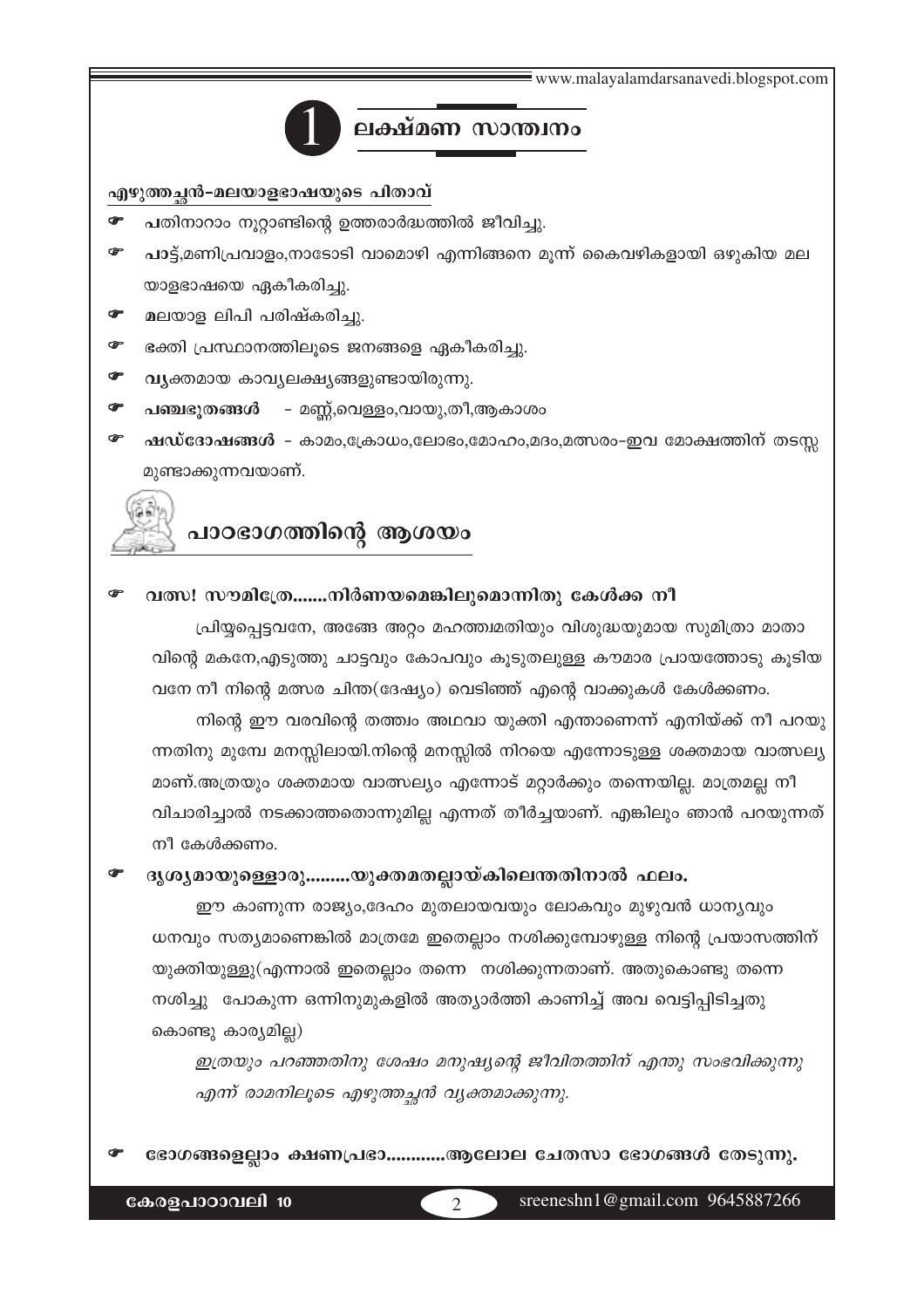# 1 ലക്ഷ്മണ സാന്ത്വനം

**എഴുത്തച്ഛൻ-മലയാളഭാഷയുടെ പിതാവ്**

- പതിനാറാം നൂറ്റാണ്ടിന്റെ ഉത്തരാർദ്ധത്തിൽ ജീവിച്ചു.
- പാട്ട്,മണിപ്രവാളം,നാടോടി വാമൊഴി എന്നിങ്ങനെ മൂന്ന് കൈവഴികളായി ഒഴുകിയ മലയാളഭാഷയെ ഏകീകരിച്ചു.
- മലയാള ലിപി പരിഷ്കരിച്ചു.
- ഭക്തി പ്രസ്ഥാനത്തിലൂടെ ജനങ്ങളെ ഏകീകരിച്ചു.
- വ്യക്തമായ കാവ്യലക്ഷ്യങ്ങളുണ്ടായിരുന്നു.
- **പഞ്ചഭൂതങ്ങൾ** - മണ്ണ്,വെള്ളം,വായു,തീ,ആകാശം
- **ഷഡ്ദോഷങ്ങൾ** - കാമം,ക്രോധം,ലോഭം,മോഹം,മദം,മത്സരം-ഇവ മോക്ഷത്തിന് തടസ്സമുണ്ടാക്കുന്നവയാണ്.

## പാഠഭാഗത്തിന്റെ ആശയം

- **വത്സ! സൗമിത്രേ.......നിർണയമെങ്കിലുമൊന്നിതു കേൾക്ക നീ**

പ്രിയപ്പെട്ടവനേ, അങ്ങേ അറ്റം മഹത്ത്വമതിയും വിശുദ്ധയുമായ സുമിത്രാ മാതാവിന്റെ മകനേ,എടുത്തു ചാട്ടവും കോപവും കൂടുതലുള്ള കൗമാര പ്രായത്തോടു കൂടിയവനേ നീ നിന്റെ മത്സര ചിന്ത(ദേഷ്യം) വെടിഞ്ഞ് എന്റെ വാക്കുകൾ കേൾക്കണം.

നിന്റെ ഈ വരവിന്റെ തത്ത്വം അഥവാ യുക്തി എന്താണെന്ന് എനിയ്ക്ക് നീ പറയുന്നതിനു മുമ്പേ മനസ്സിലായി.നിന്റെ മനസ്സിൽ നിറയെ എന്നോടുള്ള ശക്തമായ വാത്സല്യമാണ്.അത്രയും ശക്തമായ വാത്സല്യം എന്നോട് മറ്റാർക്കും തന്നെയില്ല. മാത്രമല്ല നീ വിചാരിച്ചാൽ നടക്കാത്തതൊന്നുമില്ല എന്നത് തീർച്ചയാണ്. എങ്കിലും ഞാൻ പറയുന്നത് നീ കേൾക്കണം.

- **ദൃശ്യമായുള്ളൊരു.........യുക്തമതല്ലായ്കിലെന്തതിനാൽ ഫലം.**

ഈ കാണുന്ന രാജ്യം,ദേഹം മുതലായവയും ലോകവും മുഴുവൻ ധാന്യവും ധനവും സത്യമാണെങ്കിൽ മാത്രമേ ഇതെല്ലാം നശിക്കുമ്പോഴുള്ള നിന്റെ പ്രയാസത്തിന് യുക്തിയുള്ളു(എന്നാൽ ഇതെല്ലാം തന്നെ നശിക്കുന്നതാണ്. അതുകൊണ്ടു തന്നെ നശിച്ചു പോകുന്ന ഒന്നിനുമുകളിൽ അത്യാർത്തി കാണിച്ച് അവ വെട്ടിപ്പിടിച്ചതുകൊണ്ടു കാര്യമില്ല)

*ഇത്രയും പറഞ്ഞതിനു ശേഷം മനുഷ്യന്റെ ജീവിതത്തിന് എന്തു സംഭവിക്കുന്നു എന്ന് രാമനിലൂടെ എഴുത്തച്ഛൻ വ്യക്തമാക്കുന്നു.*

- **ഭോഗങ്ങളെല്ലാം ക്ഷണപ്രഭാ...........ആലോല ചേതസാ ഭോഗങ്ങൾ തേടുന്നു.**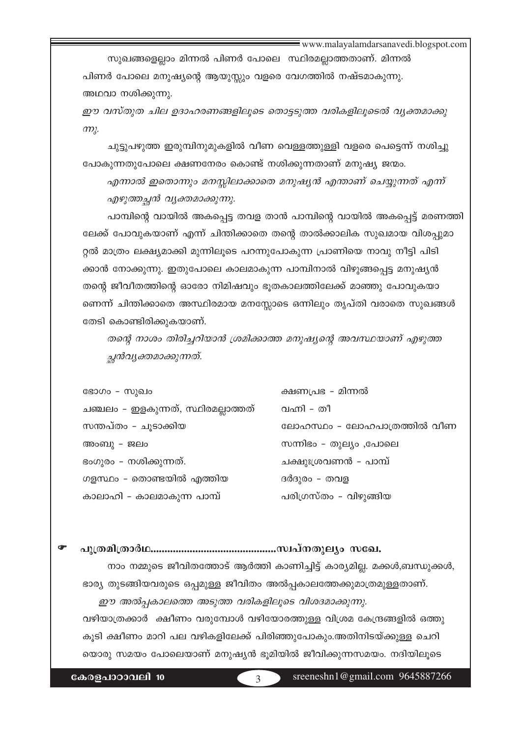സുഖങ്ങളെല്ലാം മിന്നൽ പിണർ പോലെ സ്ഥിരമല്ലാത്തതാണ്. മിന്നൽ പിണർ പോലെ മനുഷ്യന്റെ ആയുസ്സും വളരെ വേഗത്തിൽ നഷ്ടമാകുന്നു. അഥവാ നശിക്കുന്നു.

*ഈ വസ്തുത ചില ഉദാഹരണങ്ങളിലൂടെ തൊട്ടടുത്ത വരികളിലൂടെൽ വ്യക്തമാക്കുന്നു.*

ചുട്ടുപഴുത്ത ഇരുമ്പിനുമുകളിൽ വീണ വെള്ളത്തുള്ളി വളരെ പെട്ടെന്ന് നശിച്ചു പോകുന്നതുപോലെ ക്ഷണനേരം കൊണ്ട് നശിക്കുന്നതാണ് മനുഷ്യ ജന്മം.

*എന്നാൽ ഇതൊന്നും മനസ്സിലാക്കാതെ മനുഷ്യൻ എന്താണ് ചെയ്യുന്നത് എന്ന് എഴുത്തച്ഛൻ വ്യക്തമാക്കുന്നു.*

പാമ്പിന്റെ വായിൽ അകപ്പെട്ട തവള താൻ പാമ്പിന്റെ വായിൽ അകപ്പെട്ട് മരണത്തിലേക്ക് പോവുകയാണ് എന്ന് ചിന്തിക്കാതെ തന്റെ താൽക്കാലിക സുഖമായ വിശപ്പുമാറ്റൽ മാത്രം ലക്ഷ്യമാക്കി മുന്നിലൂടെ പറന്നുപോകുന്ന പ്രാണിയെ നാവു നീട്ടി പിടിക്കാൻ നോക്കുന്നു. ഇതുപോലെ കാലമാകുന്ന പാമ്പിനാൽ വിഴുങ്ങപ്പെട്ട മനുഷ്യൻ തന്റെ ജീവിതത്തിന്റെ ഓരോ നിമിഷവും ഭൂതകാലത്തിലേക്ക് മാഞ്ഞു പോവുകയാണെന്ന് ചിന്തിക്കാതെ അസ്ഥിരമായ മനസ്സോടെ ഒന്നിലും തൃപ്തി വരാതെ സുഖങ്ങൾ തേടി കൊണ്ടിരിക്കുകയാണ്.

*തന്റെ നാശം തിരിച്ചറിയാൻ ശ്രമിക്കാത്ത മനുഷ്യന്റെ അവസ്ഥയാണ് എഴുത്തച്ഛൻവ്യക്തമാക്കുന്നത്.*

| | |
|---|---|
| ഭോഗം - സുഖം | ക്ഷണപ്രഭ - മിന്നൽ |
| ചഞ്ചലം - ഇളകുന്നത്, സ്ഥിരമല്ലാത്തത് | വഹ്നി - തീ |
| സന്തപ്തം - ചൂടാക്കിയ | ലോഹസ്ഥം - ലോഹപാത്രത്തിൽ വീണ |
| അംബു - ജലം | സന്നിഭം - തുല്യം ,പോലെ |
| ഭംഗുരം - നശിക്കുന്നത്. | ചക്ഷുഃശ്രവണൻ - പാമ്പ് |
| ഗളസ്ഥം - തൊണ്ടയിൽ എത്തിയ | ദർദ്ദുരം - തവള |
| കാലാഹി - കാലമാകുന്ന പാമ്പ് | പരിഗ്രസ്തം - വിഴുങ്ങിയ |

- **പുത്രമിത്രാർഥ............................................സ്വപ്നതുല്യം സഖേ.**

നാം നമ്മുടെ ജീവിതത്തോട് ആർത്തി കാണിച്ചിട്ട് കാര്യമില്ല. മക്കൾ,ബന്ധുക്കൾ, ഭാര്യ തുടങ്ങിയവരുടെ ഒപ്പമുള്ള ജീവിതം അൽപ്പകാലത്തേക്കുമാത്രമുള്ളതാണ്.

*ഈ അൽപ്പകാലത്തെ അടുത്ത വരികളിലൂടെ വിശദമാക്കുന്നു.*

വഴിയാത്രക്കാർ ക്ഷീണം വരുമ്പോൾ വഴിയോരത്തുള്ള വിശ്രമ കേന്ദ്രങ്ങളിൽ ഒത്തുകൂടി ക്ഷീണം മാറി പല വഴികളിലേക്ക് പിരിഞ്ഞുപോകും.അതിനിടയ്ക്കുള്ള ചെറിയൊരു സമയം പോലെയാണ് മനുഷ്യൻ ഭൂമിയിൽ ജീവിക്കുന്നസമയം. നദിയിലൂടെ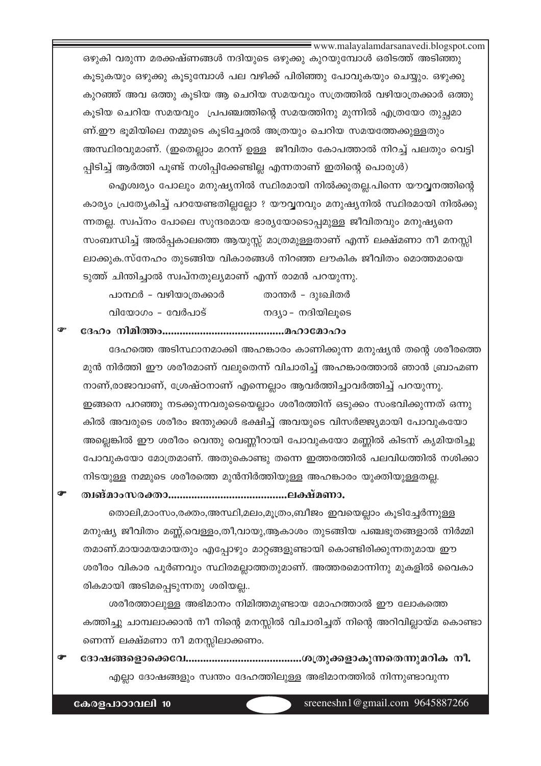ഒഴുകി വരുന്ന മരക്കഷ്ണങ്ങൾ നദിയുടെ ഒഴുക്കു കുറയുമ്പോൾ ഒരിടത്ത് അടിഞ്ഞു കൂടുകയും ഒഴുക്കു കൂടുമ്പോൾ പല വഴിക്ക് പിരിഞ്ഞു പോവുകയും ചെയ്യും. ഒഴുക്കു കുറഞ്ഞ് അവ ഒത്തു കൂടിയ ആ ചെറിയ സമയവും സത്രത്തിൽ വഴിയാത്രക്കാർ ഒത്തു കൂടിയ ചെറിയ സമയവും പ്രപഞ്ചത്തിന്റെ സമയത്തിനു മുന്നിൽ എത്രയോ തുച്ഛമാണ്.ഈ ഭൂമിയിലെ നമ്മുടെ കൂടിച്ചേരൽ അത്രയും ചെറിയ സമയത്തേക്കുള്ളതും അസ്ഥിരവുമാണ്. (ഇതെല്ലാം മറന്ന് ഉള്ള ജീവിതം കോപത്താൽ നിറച്ച് പലതും വെട്ടിപ്പിടിച്ച് ആർത്തി പൂണ്ട് നശിപ്പിക്കേണ്ടില്ല എന്നതാണ് ഇതിന്റെ പൊരുൾ)

ഐശ്വര്യം പോലും മനുഷ്യനിൽ സ്ഥിരമായി നിൽക്കുതല്ല.പിന്നെ യൗവ്വനത്തിന്റെ കാര്യം പ്രത്യേകിച്ച് പറയേണ്ടതില്ലല്ലോ ? യൗവ്വനവും മനുഷ്യനിൽ സ്ഥിരമായി നിൽക്കുന്നതല്ല. സ്വപ്നം പോലെ സുന്ദരമായ ഭാര്യയോടൊപ്പമുള്ള ജീവിതവും മനുഷ്യനെ സംബന്ധിച്ച് അൽപ്പകാലത്തെ ആയുസ്സ് മാത്രമുള്ളതാണ് എന്ന് ലക്ഷ്മണാ നീ മനസ്സിലാക്കുക.സ്നേഹം തുടങ്ങിയ വികാരങ്ങൾ നിറഞ്ഞ ലൗകിക ജീവിതം മൊത്തമായെടുത്ത് ചിന്തിച്ചാൽ സ്വപ്നതുല്യമാണ് എന്ന് രാമൻ പറയുന്നു.

| | |
|---|---|
| പാന്ഥർ - വഴിയാത്രക്കാർ | താന്തർ - ദുഃഖിതർ |
| വിയോഗം - വേർപാട് | നദ്യാ - നദിയിലൂടെ |

- **ദേഹം നിമിത്തം.........................................മഹാമോഹം**

ദേഹത്തെ അടിസ്ഥാനമാക്കി അഹങ്കാരം കാണിക്കുന്ന മനുഷ്യൻ തന്റെ ശരീരത്തെ മുൻ നിർത്തി ഈ ശരീരമാണ് വലുതെന്ന് വിചാരിച്ച് അഹങ്കാരത്താൽ ഞാൻ ബ്രാഹ്മണനാണ്,രാജാവാണ്, ശ്രേഷ്ഠനാണ് എന്നെല്ലാം ആവർത്തിച്ചാവർത്തിച്ച് പറയുന്നു. ഇങ്ങനെ പറഞ്ഞു നടക്കുന്നവരുടെയെല്ലാം ശരീരത്തിന് ഒടുക്കം സംഭവിക്കുന്നത് ഒന്നുകിൽ അവരുടെ ശരീരം ജന്തുക്കൾ ഭക്ഷിച്ച് അവയുടെ വിസർജ്ജ്യമായി പോവുകയോ അല്ലെങ്കിൽ ഈ ശരീരം വെന്തു വെണ്ണീറായി പോവുകയോ മണ്ണിൽ കിടന്ന് കൃമിയരിച്ചു പോവുകയോ മാത്രമാണ്. അതുകൊണ്ടു തന്നെ ഇത്തരത്തിൽ പലവിധത്തിൽ നശിക്കാനിടയുള്ള നമ്മുടെ ശരീരത്തെ മുൻനിർത്തിയുള്ള അഹങ്കാരം യുക്തിയുള്ളതല്ല.

- **ത്വങ്മാംസരക്താ........................................ലക്ഷ്മണാ.**

തൊലി,മാംസം,രക്തം,അസ്ഥി,മലം,മൂത്രം,ബീജം ഇവയെല്ലാം കൂടിച്ചേർന്നുള്ള മനുഷ്യ ജീവിതം മണ്ണ്,വെള്ളം,തീ,വായു,ആകാശം തുടങ്ങിയ പഞ്ചഭൂതങ്ങളാൽ നിർമ്മിതമാണ്.മായാമയമായതും എപ്പോഴും മാറ്റങ്ങളുണ്ടായി കൊണ്ടിരിക്കുന്നതുമായ ഈ ശരീരം വികാര പൂർണവും സ്ഥിരമല്ലാത്തതുമാണ്. അത്തരമൊന്നിനു മുകളിൽ വൈകാരികമായി അടിമപ്പെടുന്നതു ശരിയല്ല..

ശരീരത്താലുള്ള അഭിമാനം നിമിത്തമുണ്ടായ മോഹത്താൽ ഈ ലോകത്തെ കത്തിച്ചു ചാമ്പലാക്കാൻ നീ നിന്റെ മനസ്സിൽ വിചാരിച്ചത് നിന്റെ അറിവില്ലായ്മ കൊണ്ടാണെന്ന് ലക്ഷ്മണാ നീ മനസ്സിലാക്കണം.

- **ദോഷങ്ങളൊക്കെവേ.......................................ശത്രുക്കളാകുന്നതെന്നുമറിക നീ.**

എല്ലാ ദോഷങ്ങളും സ്വന്തം ദേഹത്തിലുള്ള അഭിമാനത്തിൽ നിന്നുണ്ടാവുന്ന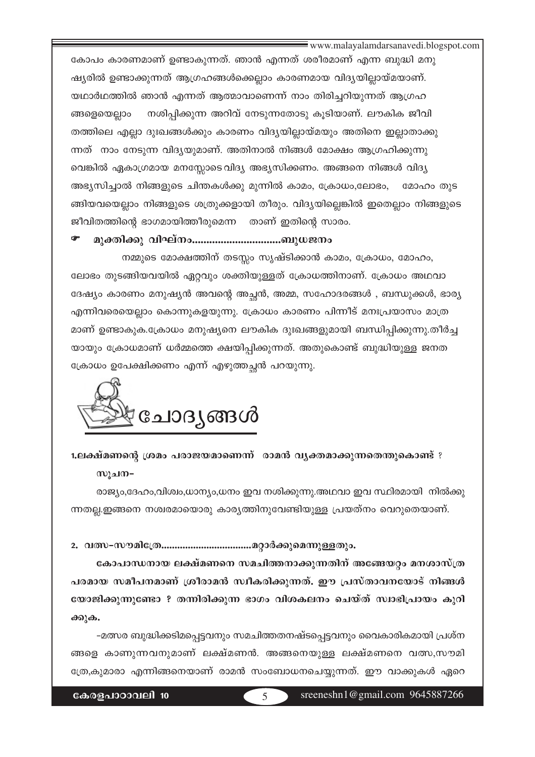കോപം കാരണമാണ് ഉണ്ടാകുന്നത്. ഞാൻ എന്നത് ശരീരമാണ് എന്ന ബുദ്ധി മനുഷ്യരിൽ ഉണ്ടാക്കുന്നത് ആഗ്രഹങ്ങൾക്കെല്ലാം കാരണമായ വിദ്യയില്ലായ്മയാണ്. യഥാർഥത്തിൽ ഞാൻ എന്നത് ആത്മാവാണെന്ന് നാം തിരിച്ചറിയുന്നത് ആഗ്രഹങ്ങളെയെല്ലാം നശിപ്പിക്കുന്ന അറിവ് നേടുന്നതോടു കൂടിയാണ്. ലൗകിക ജീവിതത്തിലെ എല്ലാ ദുഃഖങ്ങൾക്കും കാരണം വിദ്യയില്ലായ്മയും അതിനെ ഇല്ലാതാക്കുന്നത് നാം നേടുന്ന വിദ്യയുമാണ്. അതിനാൽ നിങ്ങൾ മോക്ഷം ആഗ്രഹിക്കുന്നുവെങ്കിൽ ഏകാഗ്രമായ മനസ്സോടെ വിദ്യ അഭ്യസിക്കണം. അങ്ങനെ നിങ്ങൾ വിദ്യ അഭ്യസിച്ചാൽ നിങ്ങളുടെ ചിന്തകൾക്കു മുന്നിൽ കാമം, ക്രോധം,ലോഭം, മോഹം തുടങ്ങിയവയെല്ലാം നിങ്ങളുടെ ശത്രുക്കളായി തീരും. വിദ്യയില്ലെങ്കിൽ ഇതെല്ലാം നിങ്ങളുടെ ജീവിതത്തിന്റെ ഭാഗമായിത്തീരുമെന്ന താണ് ഇതിന്റെ സാരം.

☛ **മുക്തിക്കു വിഘ്നം..............................ബുധജനം**

നമ്മുടെ മോക്ഷത്തിന് തടസ്സം സൃഷ്ടിക്കാൻ കാമം, ക്രോധം, മോഹം, ലോഭം തുടങ്ങിയവയിൽ ഏറ്റവും ശക്തിയുള്ളത് ക്രോധത്തിനാണ്. ക്രോധം അഥവാ ദേഷ്യം കാരണം മനുഷ്യൻ അവന്റെ അച്ഛൻ, അമ്മ, സഹോദരങ്ങൾ , ബന്ധുക്കൾ, ഭാര്യ എന്നിവരെയെല്ലാം കൊന്നുകളയുന്നു. ക്രോധം കാരണം പിന്നീട് മനഃപ്രയാസം മാത്രമാണ് ഉണ്ടാകുക.ക്രോധം മനുഷ്യനെ ലൗകിക ദുഃഖങ്ങളുമായി ബന്ധിപ്പിക്കുന്നു.തീർച്ചയായും ക്രോധമാണ് ധർമ്മത്തെ ക്ഷയിപ്പിക്കുന്നത്. അതുകൊണ്ട് ബുദ്ധിയുള്ള ജനത ക്രോധം ഉപേക്ഷിക്കണം എന്ന് എഴുത്തച്ഛൻ പറയുന്നു.

## ചോദ്യങ്ങൾ

**1.ലക്ഷ്മണന്റെ ശ്രമം പരാജയമാണെന്ന് രാമൻ വ്യക്തമാക്കുന്നതെന്തുകൊണ്ട് ?**

സൂചന-

രാജ്യം,ദേഹം,വിശ്വം,ധാന്യം,ധനം ഇവ നശിക്കുന്നു.അഥവാ ഇവ സ്ഥിരമായി നിൽക്കുന്നതല്ല.ഇങ്ങനെ നശ്വരമായൊരു കാര്യത്തിനുവേണ്ടിയുള്ള പ്രയത്നം വെറുതെയാണ്.

**2. വത്സ-സൗമിത്രേ................................മറ്റാർക്കുമെന്നുള്ളതും.**

**കോപാന്ധനായ ലക്ഷ്മണനെ സമചിത്തനാക്കുന്നതിന് അങ്ങേയറ്റം മനശാസ്ത്രപരമായ സമീപനമാണ് ശ്രീരാമൻ സ്വീകരിക്കുന്നത്. ഈ പ്രസ്താവനയോട് നിങ്ങൾ യോജിക്കുന്നുണ്ടോ ? തന്നിരിക്കുന്ന ഭാഗം വിശകലനം ചെയ്ത് സ്വാഭിപ്രായം കുറിക്കുക.**

-മത്സര ബുദ്ധിക്കടിമപ്പെട്ടവനും സമചിത്തതനഷ്ടപ്പെട്ടവനും വൈകാരികമായി പ്രശ്നങ്ങളെ കാണുന്നവനുമാണ് ലക്ഷ്മണൻ. അങ്ങനെയുള്ള ലക്ഷ്മണനെ വത്സ,സൗമിത്രേ,കുമാരാ എന്നിങ്ങനെയാണ് രാമൻ സംബോധനചെയ്യുന്നത്. ഈ വാക്കുകൾ ഏറെ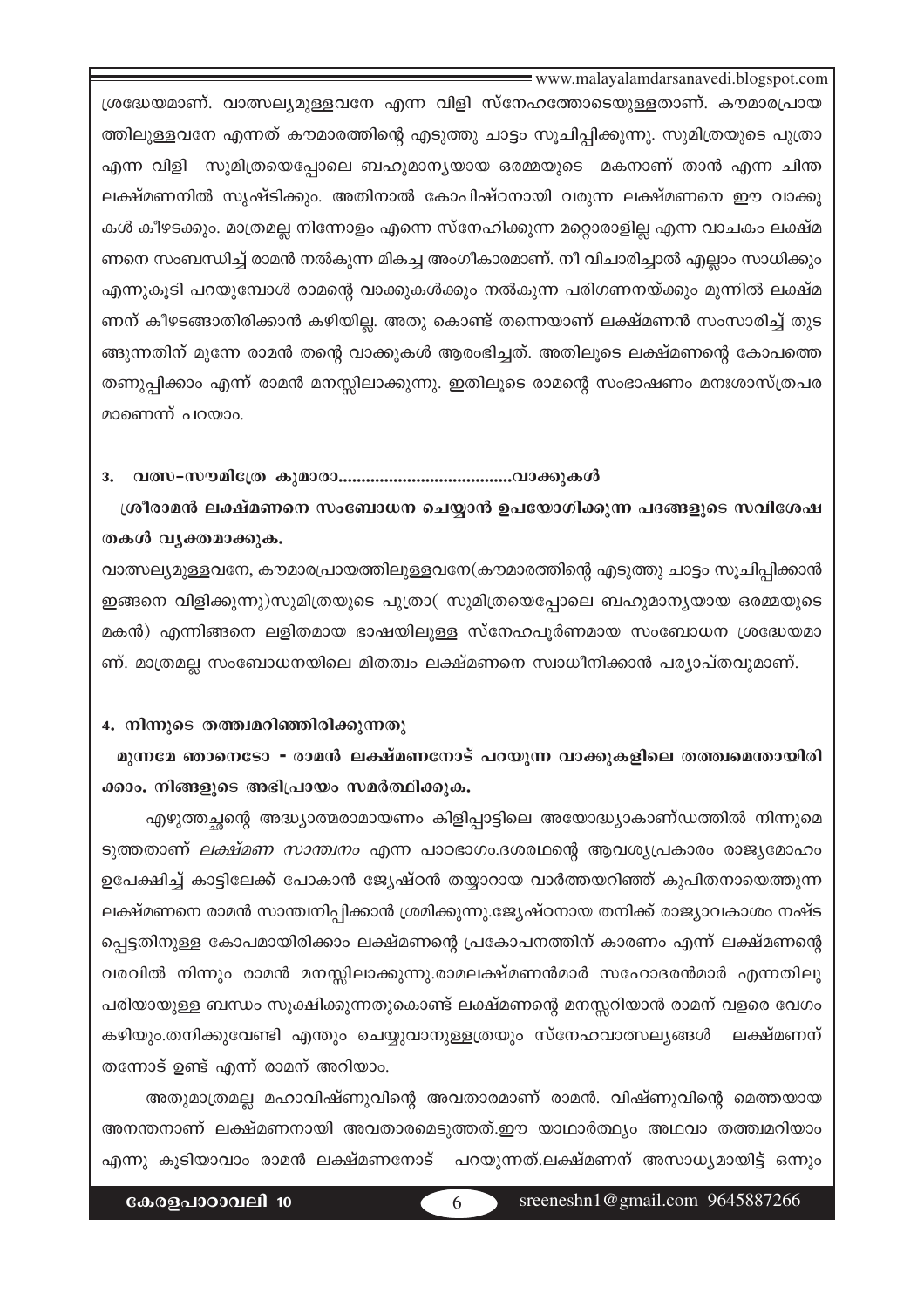ശ്രദ്ധേയമാണ്. വാത്സല്യമുള്ളവനേ എന്ന വിളി സ്നേഹത്തോടെയുള്ളതാണ്. കൗമാരപ്രായത്തിലുള്ളവനേ എന്നത് കൗമാരത്തിന്റെ എടുത്തു ചാട്ടം സൂചിപ്പിക്കുന്നു. സുമിത്രയുടെ പുത്രാ എന്ന വിളി സുമിത്രയെപ്പോലെ ബഹുമാന്യയായ ഒരമ്മയുടെ മകനാണ് താൻ എന്ന ചിന്ത ലക്ഷ്മണനിൽ സൃഷ്ടിക്കും. അതിനാൽ കോപിഷ്ഠനായി വരുന്ന ലക്ഷ്മണനെ ഈ വാക്കുകൾ കീഴടക്കും. മാത്രമല്ല നിന്നോളം എന്നെ സ്നേഹിക്കുന്ന മറ്റൊരാളില്ല എന്ന വാചകം ലക്ഷ്മണനെ സംബന്ധിച്ച് രാമൻ നൽകുന്ന മികച്ച അംഗീകാരമാണ്. നീ വിചാരിച്ചാൽ എല്ലാം സാധിക്കും എന്നുകൂടി പറയുമ്പോൾ രാമന്റെ വാക്കുകൾക്കും നൽകുന്ന പരിഗണനയ്ക്കും മുന്നിൽ ലക്ഷ്മണന് കീഴടങ്ങാതിരിക്കാൻ കഴിയില്ല. അതു കൊണ്ട് തന്നെയാണ് ലക്ഷ്മണൻ സംസാരിച്ച് തുടങ്ങുന്നതിന് മുന്നേ രാമൻ തന്റെ വാക്കുകൾ ആരംഭിച്ചത്. അതിലൂടെ ലക്ഷ്മണന്റെ കോപത്തെ തണുപ്പിക്കാം എന്ന് രാമൻ മനസ്സിലാക്കുന്നു. ഇതിലൂടെ രാമന്റെ സംഭാഷണം മനഃശാസ്ത്രപരമാണെന്ന് പറയാം.

3. വത്സ-സൗമിത്രേ കുമാരാ......................................വാക്കുകൾ

**ശ്രീരാമൻ ലക്ഷ്മണനെ സംബോധന ചെയ്യാൻ ഉപയോഗിക്കുന്ന പദങ്ങളുടെ സവിശേഷതകൾ വ്യക്തമാക്കുക.**

വാത്സല്യമുള്ളവനേ, കൗമാരപ്രായത്തിലുള്ളവനേ(കൗമാരത്തിന്റെ എടുത്തു ചാട്ടം സൂചിപ്പിക്കാൻ ഇങ്ങനെ വിളിക്കുന്നു)സുമിത്രയുടെ പുത്രാ( സുമിത്രയെപ്പോലെ ബഹുമാന്യയായ ഒരമ്മയുടെ മകൻ) എന്നിങ്ങനെ ലളിതമായ ഭാഷയിലുള്ള സ്നേഹപൂർണമായ സംബോധന ശ്രദ്ധേയമാണ്. മാത്രമല്ല സംബോധനയിലെ മിതത്വം ലക്ഷ്മണനെ സ്വാധീനിക്കാൻ പര്യാപ്തവുമാണ്.

4. നിന്നുടെ തത്ത്വമറിഞ്ഞിരിക്കുന്നതു

**മുന്നമേ ഞാനെടോ - രാമൻ ലക്ഷ്മണനോട് പറയുന്ന വാക്കുകളിലെ തത്ത്വമെന്തായിരിക്കാം. നിങ്ങളുടെ അഭിപ്രായം സമർത്ഥിക്കുക.**

എഴുത്തച്ഛന്റെ അദ്ധ്യാത്മരാമായണം കിളിപ്പാട്ടിലെ അയോദ്ധ്യാകാണ്ഡത്തിൽ നിന്നുമെടുത്തതാണ് *ലക്ഷ്മണ സാന്ത്വനം* എന്ന പാഠഭാഗം.ദശരഥന്റെ ആവശ്യപ്രകാരം രാജ്യമോഹം ഉപേക്ഷിച്ച് കാട്ടിലേക്ക് പോകാൻ ജ്യേഷ്ഠൻ തയ്യാറായ വാർത്തയറിഞ്ഞ് കുപിതനായെത്തുന്ന ലക്ഷ്മണനെ രാമൻ സാന്ത്വനിപ്പിക്കാൻ ശ്രമിക്കുന്നു.ജ്യേഷ്ഠനായ തനിക്ക് രാജ്യാവകാശം നഷ്ടപ്പെട്ടതിനുള്ള കോപമായിരിക്കാം ലക്ഷ്മണന്റെ പ്രകോപനത്തിന് കാരണം എന്ന് ലക്ഷ്മണന്റെ വരവിൽ നിന്നും രാമൻ മനസ്സിലാക്കുന്നു.രാമലക്ഷ്മണൻമാർ സഹോദരൻമാർ എന്നതിലുപരിയായുള്ള ബന്ധം സൂക്ഷിക്കുന്നതുകൊണ്ട് ലക്ഷ്മണന്റെ മനസ്സറിയാൻ രാമന് വളരെ വേഗം കഴിയും.തനിക്കുവേണ്ടി എന്തും ചെയ്യുവാനുള്ളത്രയും സ്നേഹവാത്സല്യങ്ങൾ ലക്ഷ്മണന് തന്നോട് ഉണ്ട് എന്ന് രാമന് അറിയാം.

അതുമാത്രമല്ല മഹാവിഷ്ണുവിന്റെ അവതാരമാണ് രാമൻ. വിഷ്ണുവിന്റെ മെത്തയായ അനന്തനാണ് ലക്ഷ്മണനായി അവതാരമെടുത്തത്.ഈ യാഥാർത്ഥ്യം അഥവാ തത്ത്വമറിയാം എന്നു കൂടിയാവാം രാമൻ ലക്ഷ്മണനോട് പറയുന്നത്.ലക്ഷ്മണന് അസാധ്യമായിട്ട് ഒന്നും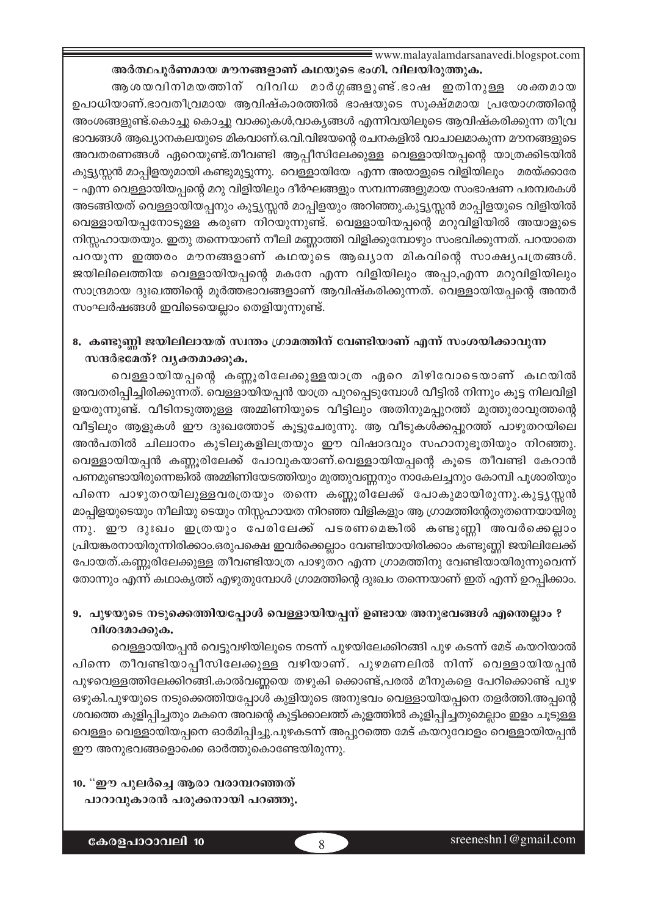**അർത്ഥപൂർണമായ മൗനങ്ങളാണ് കഥയുടെ ഭംഗി. വിലയിരുത്തുക.**

ആശയവിനിമയത്തിന് വിവിധ മാർഗ്ഗങ്ങളുണ്ട്.ഭാഷ ഇതിനുള്ള ശക്തമായ ഉപാധിയാണ്.ഭാവതീവ്രമായ ആവിഷ്കാരത്തിൽ ഭാഷയുടെ സൂക്ഷ്മമായ പ്രയോഗത്തിന്റെ അംശങ്ങളുണ്ട്.കൊച്ചു കൊച്ചു വാക്കുകൾ,വാക്യങ്ങൾ എന്നിവയിലൂടെ ആവിഷ്കരിക്കുന്ന തീവ്ര ഭാവങ്ങൾ ആഖ്യാനകലയുടെ മികവാണ്.ഒ.വി.വിജയന്റെ രചനകളിൽ വാചാലമാകുന്ന മൗനങ്ങളുടെ അവതരണങ്ങൾ ഏറെയുണ്ട്.തീവണ്ടി ആപ്പീസിലേക്കുള്ള വെള്ളായിയപ്പന്റെ യാത്രക്കിടയിൽ കുട്ട്യസ്സൻ മാപ്പിളയുമായി കണ്ടുമുട്ടുന്നു. വെള്ളായിയേ എന്ന അയാളുടെ വിളിയിലും മരയ്ക്കാരേ - എന്ന വെള്ളായിയപ്പന്റെ മറു വിളിയിലും ദീർഘങ്ങളും സമ്പന്നങ്ങളുമായ സംഭാഷണ പരമ്പരകൾ അടങ്ങിയത് വെള്ളായിയപ്പനും കുട്ട്യസ്സൻ മാപ്പിളയും അറിഞ്ഞു.കുട്ട്യസ്സൻ മാപ്പിളയുടെ വിളിയിൽ വെള്ളായിയപ്പനോടുള്ള കരുണ നിറയുന്നുണ്ട്. വെള്ളായിയപ്പന്റെ മറുവിളിയിൽ അയാളുടെ നിസ്സഹായതയും. ഇതു തന്നെയാണ് നീലി മണ്ണാത്തി വിളിക്കുമ്പോഴും സംഭവിക്കുന്നത്. പറയാതെ പറയുന്ന ഇത്തരം മൗനങ്ങളാണ് കഥയുടെ ആഖ്യാന മികവിന്റെ സാക്ഷ്യപത്രങ്ങൾ. ജയിലിലെത്തിയ വെള്ളായിയപ്പന്റെ മകനേ എന്ന വിളിയിലും അപ്പാ,എന്ന മറുവിളിയിലും സാന്ദ്രമായ ദുഃഖത്തിന്റെ മൂർത്തഭാവങ്ങളാണ് ആവിഷ്കരിക്കുന്നത്. വെള്ളായിയപ്പന്റെ അന്തർ സംഘർഷങ്ങൾ ഇവിടെയെല്ലാം തെളിയുന്നുണ്ട്.

**8. കണ്ടുണ്ണി ജയിലിലായത് സ്വന്തം ഗ്രാമത്തിന് വേണ്ടിയാണ് എന്ന് സംശയിക്കാവുന്ന സന്ദർഭമേത്? വ്യക്തമാക്കുക.**

വെള്ളായിയപ്പന്റെ കണ്ണൂരിലേക്കുള്ളയാത്ര ഏറെ മിഴിവോടെയാണ് കഥയിൽ അവതരിപ്പിച്ചിരിക്കുന്നത്. വെള്ളായിയപ്പൻ യാത്ര പുറപ്പെടുമ്പോൾ വീട്ടിൽ നിന്നും കൂട്ട നിലവിളി ഉയരുന്നുണ്ട്. വീടിനടുത്തുള്ള അമ്മിണിയുടെ വീട്ടിലും അതിനുമപ്പുറത്ത് മുത്തുരാവുത്തന്റെ വീട്ടിലും ആളുകൾ ഈ ദുഃഖത്തോട് കൂട്ടുചേരുന്നു. ആ വീടുകൾക്കപ്പുറത്ത് പാഴുതറയിലെ അൻപതിൽ ചില്വാനം കുടിലുകളിലത്രയും ഈ വിഷാദവും സഹാനുഭൂതിയും നിറഞ്ഞു. വെള്ളായിയപ്പൻ കണ്ണൂരിലേക്ക് പോവുകയാണ്.വെള്ളായിയപ്പന്റെ കൂടെ തീവണ്ടി കേറാൻ പണമുണ്ടായിരുന്നെങ്കിൽ അമ്മിണിയേടത്തിയും മുത്തുവണ്ണനും നാകേലച്ചനും കോമ്പി പൂശാരിയും പിന്നെ പാഴുതറയിലുള്ളവരത്രയും തന്നെ കണ്ണൂരിലേക്ക് പോകുമായിരുന്നു.കുട്ട്യസ്സൻ മാപ്പിളയുടെയും നീലിയു ടെയും നിസ്സഹായത നിറഞ്ഞ വിളികളും ആ ഗ്രാമത്തിന്റേതുതന്നെയായിരുന്നു. ഈ ദുഃഖം ഇത്രയും പേരിലേക്ക് പടരണമെങ്കിൽ കണ്ടുണ്ണി അവർക്കെല്ലാം പ്രിയങ്കരനായിരുന്നിരിക്കാം.ഒരുപക്ഷെ ഇവർക്കെല്ലാം വേണ്ടിയായിരിക്കാം കണ്ടുണ്ണി ജയിലിലേക്ക് പോയത്.കണ്ണൂരിലേക്കുള്ള തീവണ്ടിയാത്ര പാഴുതറ എന്ന ഗ്രാമത്തിനു വേണ്ടിയായിരുന്നുവെന്ന് തോന്നും എന്ന് കഥാകൃത്ത് എഴുതുമ്പോൾ ഗ്രാമത്തിന്റെ ദുഃഖം തന്നെയാണ് ഇത് എന്ന് ഉറപ്പിക്കാം.

**9. പുഴയുടെ നടുക്കെത്തിയപ്പോൾ വെള്ളായിയപ്പന് ഉണ്ടായ അനുഭവങ്ങൾ എന്തെല്ലാം ? വിശദമാക്കുക.**

വെള്ളായിയപ്പൻ വെട്ടുവഴിയിലൂടെ നടന്ന് പുഴയിലേക്കിറങ്ങി പുഴ കടന്ന് മേട് കയറിയാൽ പിന്നെ തീവണ്ടിയാപ്പീസിലേക്കുള്ള വഴിയാണ്. പുഴമണലിൽ നിന്ന് വെള്ളായിയപ്പൻ പുഴവെള്ളത്തിലേക്കിറങ്ങി.കാൽവണ്ണയെ തഴുകി ക്കൊണ്ട്,പരൽ മീനുകളെ പേറിക്കൊണ്ട് പുഴ ഒഴുകി.പുഴയുടെ നടുക്കെത്തിയപ്പോൾ കുളിയുടെ അനുഭവം വെള്ളായിയപ്പനെ തളർത്തി.അപ്പന്റെ ശവത്തെ കുളിപ്പിച്ചതും മകനെ അവന്റെ കുട്ടിക്കാലത്ത് കുളത്തിൽ കുളിപ്പിച്ചതുമെല്ലാം ഇളം ചൂടുള്ള വെള്ളം വെള്ളായിയപ്പനെ ഓർമിപ്പിച്ചു.പുഴകടന്ന് അപ്പുറത്തെ മേട് കയറുവോളം വെള്ളായിയപ്പൻ ഈ അനുഭവങ്ങളൊക്കെ ഓർത്തുകൊണ്ടേയിരുന്നു.

**10. "ഈ പുലർച്ചെ ആരാ വരാമ്പറഞ്ഞത്**
**പാറാവുകാരൻ പരുക്കനായി പറഞ്ഞു.**